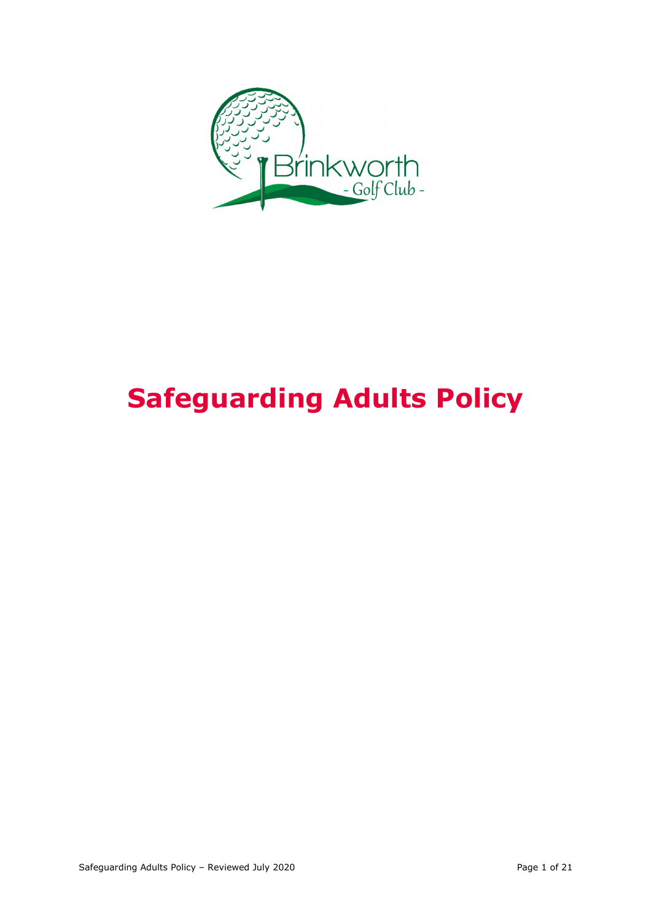# Safeguarding Adults Policy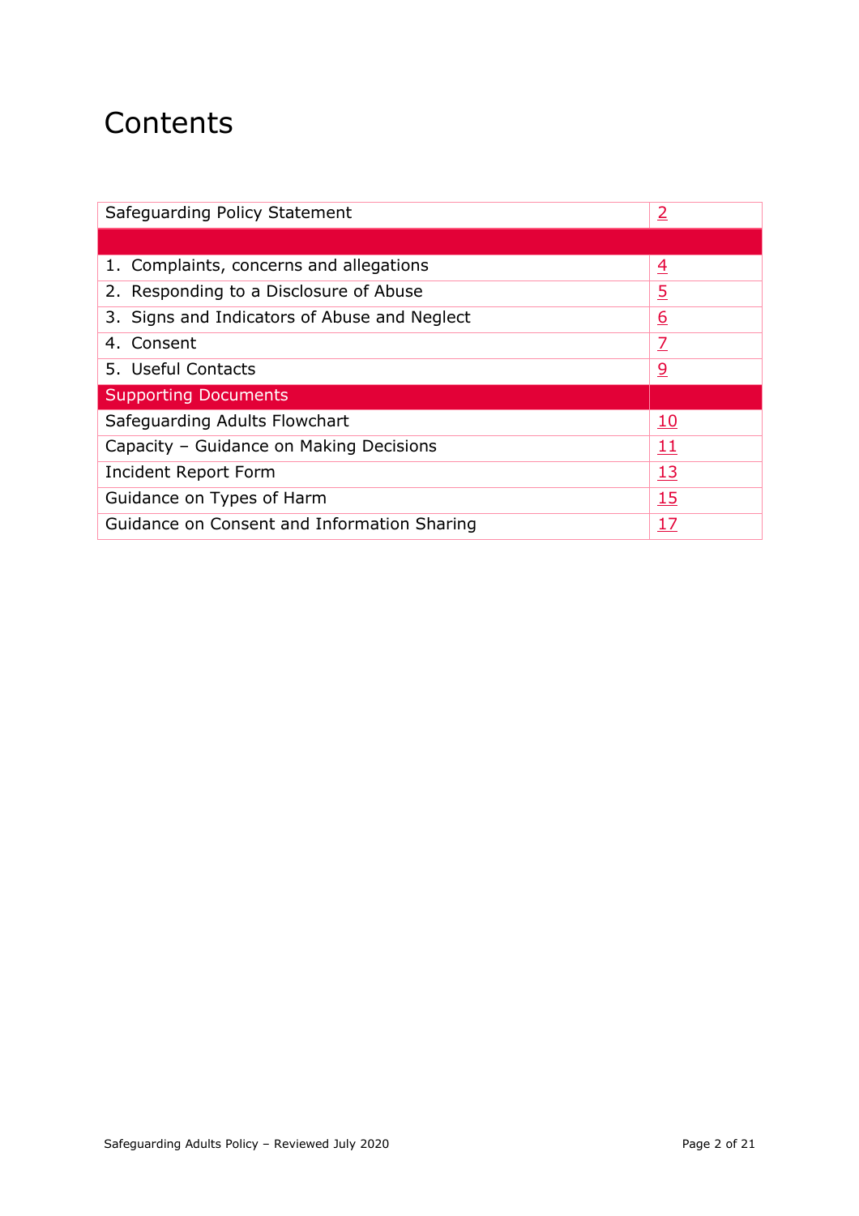# Contents

| | |
|---|---|
| Safeguarding Policy Statement | 2 |
| | |
| 1. Complaints, concerns and allegations | 4 |
| 2. Responding to a Disclosure of Abuse | 5 |
| 3. Signs and Indicators of Abuse and Neglect | 6 |
| 4. Consent | 7 |
| 5. Useful Contacts | 9 |
| **Supporting Documents** | |
| Safeguarding Adults Flowchart | 10 |
| Capacity – Guidance on Making Decisions | 11 |
| Incident Report Form | 13 |
| Guidance on Types of Harm | 15 |
| Guidance on Consent and Information Sharing | 17 |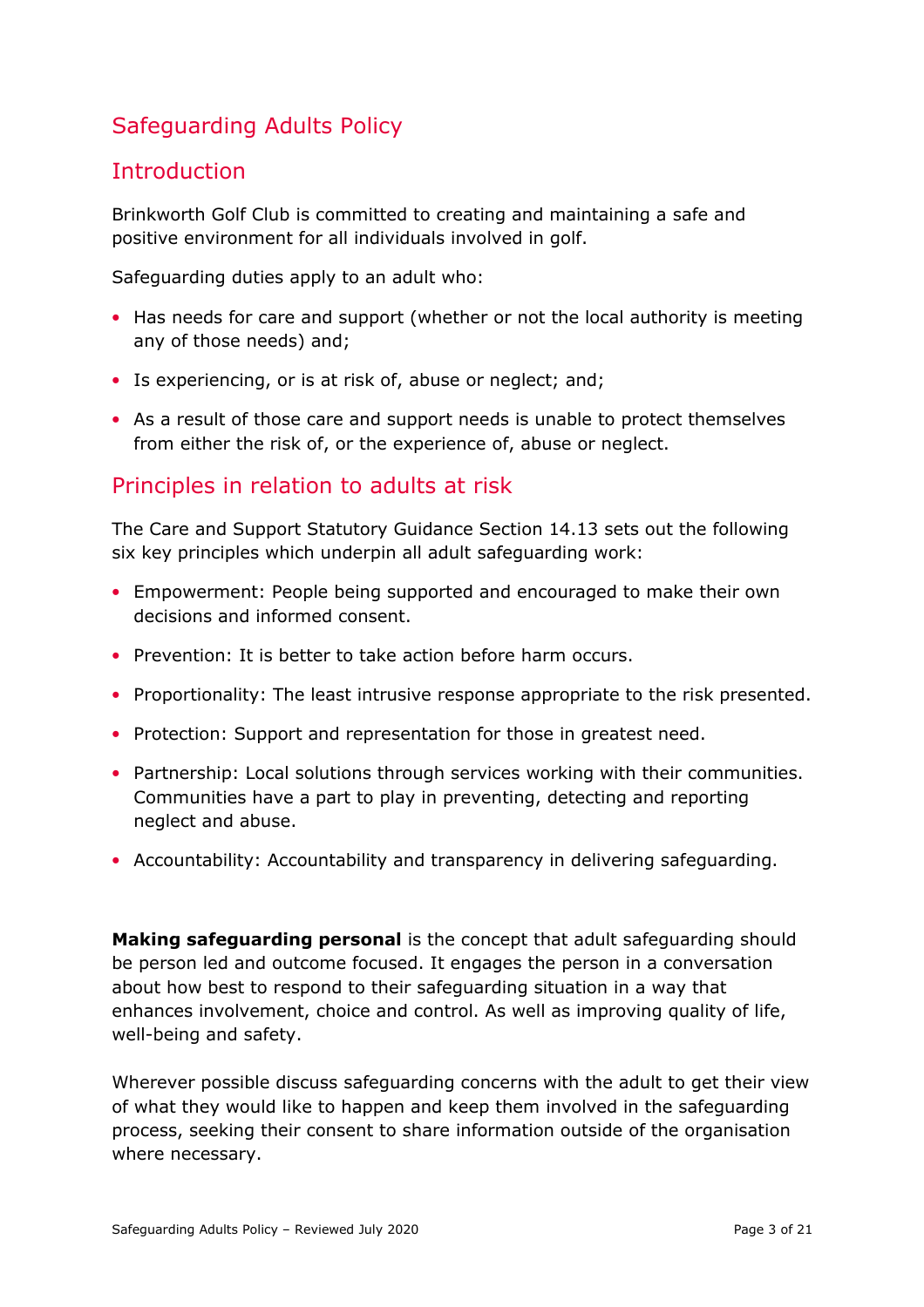# Safeguarding Adults Policy

## Introduction

Brinkworth Golf Club is committed to creating and maintaining a safe and positive environment for all individuals involved in golf.

Safeguarding duties apply to an adult who:

- Has needs for care and support (whether or not the local authority is meeting any of those needs) and;
- Is experiencing, or is at risk of, abuse or neglect; and;
- As a result of those care and support needs is unable to protect themselves from either the risk of, or the experience of, abuse or neglect.

## Principles in relation to adults at risk

The Care and Support Statutory Guidance Section 14.13 sets out the following six key principles which underpin all adult safeguarding work:

- Empowerment: People being supported and encouraged to make their own decisions and informed consent.
- Prevention: It is better to take action before harm occurs.
- Proportionality: The least intrusive response appropriate to the risk presented.
- Protection: Support and representation for those in greatest need.
- Partnership: Local solutions through services working with their communities. Communities have a part to play in preventing, detecting and reporting neglect and abuse.
- Accountability: Accountability and transparency in delivering safeguarding.

**Making safeguarding personal** is the concept that adult safeguarding should be person led and outcome focused. It engages the person in a conversation about how best to respond to their safeguarding situation in a way that enhances involvement, choice and control. As well as improving quality of life, well-being and safety.

Wherever possible discuss safeguarding concerns with the adult to get their view of what they would like to happen and keep them involved in the safeguarding process, seeking their consent to share information outside of the organisation where necessary.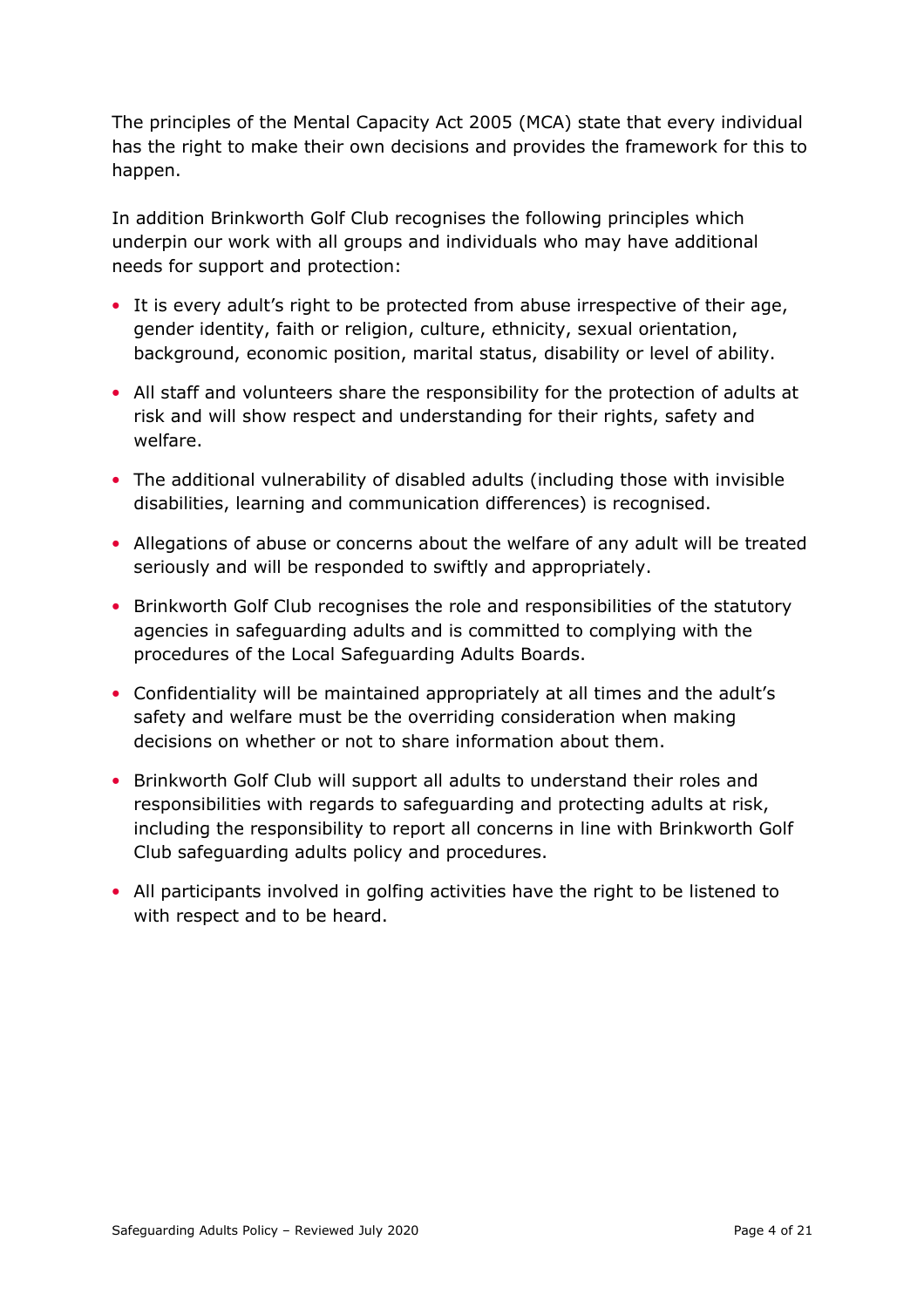The principles of the Mental Capacity Act 2005 (MCA) state that every individual has the right to make their own decisions and provides the framework for this to happen.

In addition Brinkworth Golf Club recognises the following principles which underpin our work with all groups and individuals who may have additional needs for support and protection:

- It is every adult's right to be protected from abuse irrespective of their age, gender identity, faith or religion, culture, ethnicity, sexual orientation, background, economic position, marital status, disability or level of ability.
- All staff and volunteers share the responsibility for the protection of adults at risk and will show respect and understanding for their rights, safety and welfare.
- The additional vulnerability of disabled adults (including those with invisible disabilities, learning and communication differences) is recognised.
- Allegations of abuse or concerns about the welfare of any adult will be treated seriously and will be responded to swiftly and appropriately.
- Brinkworth Golf Club recognises the role and responsibilities of the statutory agencies in safeguarding adults and is committed to complying with the procedures of the Local Safeguarding Adults Boards.
- Confidentiality will be maintained appropriately at all times and the adult's safety and welfare must be the overriding consideration when making decisions on whether or not to share information about them.
- Brinkworth Golf Club will support all adults to understand their roles and responsibilities with regards to safeguarding and protecting adults at risk, including the responsibility to report all concerns in line with Brinkworth Golf Club safeguarding adults policy and procedures.
- All participants involved in golfing activities have the right to be listened to with respect and to be heard.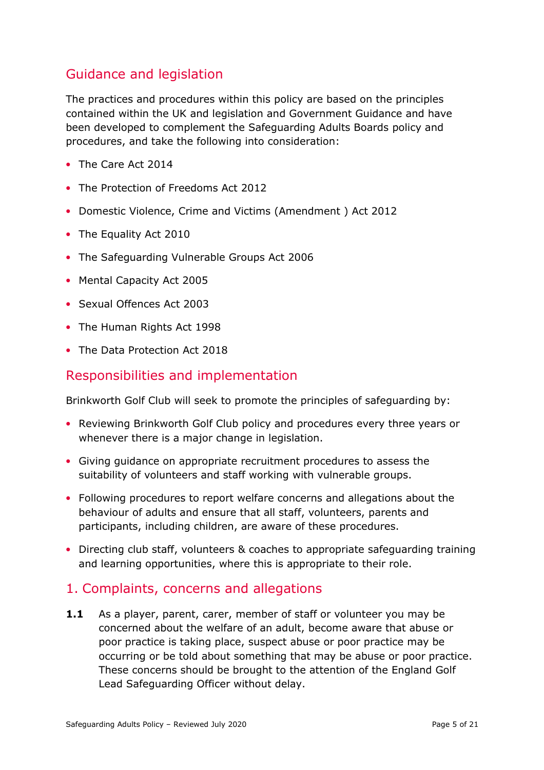## Guidance and legislation

The practices and procedures within this policy are based on the principles contained within the UK and legislation and Government Guidance and have been developed to complement the Safeguarding Adults Boards policy and procedures, and take the following into consideration:

- The Care Act 2014
- The Protection of Freedoms Act 2012
- Domestic Violence, Crime and Victims (Amendment ) Act 2012
- The Equality Act 2010
- The Safeguarding Vulnerable Groups Act 2006
- Mental Capacity Act 2005
- Sexual Offences Act 2003
- The Human Rights Act 1998
- The Data Protection Act 2018

## Responsibilities and implementation

Brinkworth Golf Club will seek to promote the principles of safeguarding by:

- Reviewing Brinkworth Golf Club policy and procedures every three years or whenever there is a major change in legislation.
- Giving guidance on appropriate recruitment procedures to assess the suitability of volunteers and staff working with vulnerable groups.
- Following procedures to report welfare concerns and allegations about the behaviour of adults and ensure that all staff, volunteers, parents and participants, including children, are aware of these procedures.
- Directing club staff, volunteers & coaches to appropriate safeguarding training and learning opportunities, where this is appropriate to their role.

## 1. Complaints, concerns and allegations

**1.1** As a player, parent, carer, member of staff or volunteer you may be concerned about the welfare of an adult, become aware that abuse or poor practice is taking place, suspect abuse or poor practice may be occurring or be told about something that may be abuse or poor practice. These concerns should be brought to the attention of the England Golf Lead Safeguarding Officer without delay.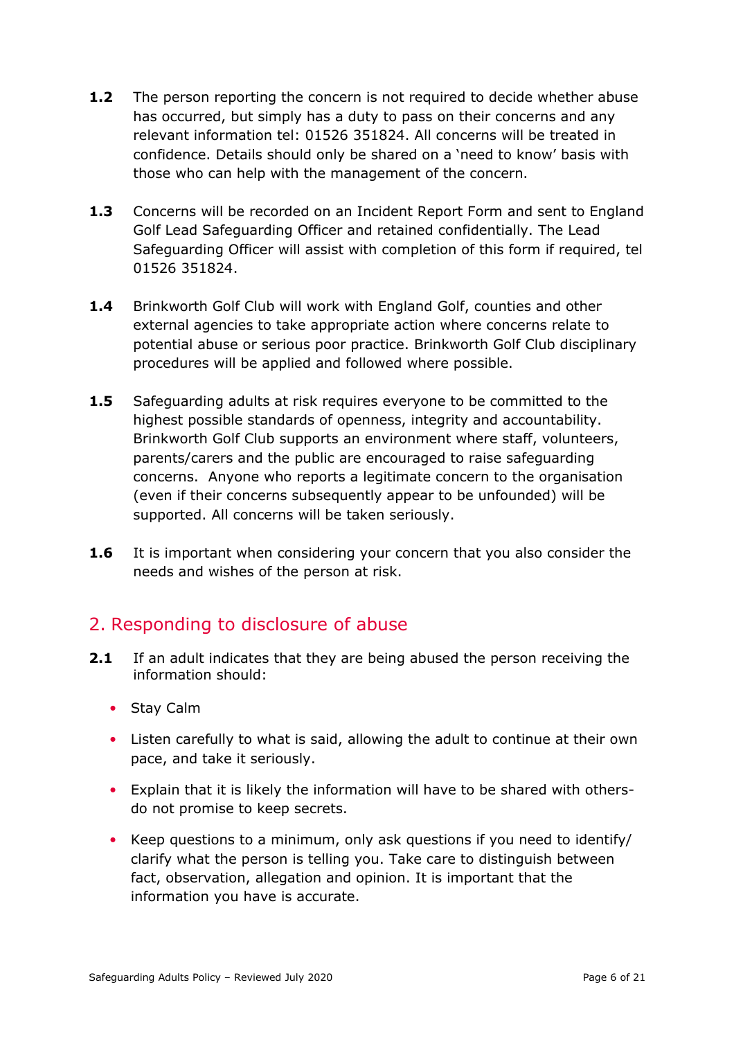**1.2** The person reporting the concern is not required to decide whether abuse has occurred, but simply has a duty to pass on their concerns and any relevant information tel: 01526 351824. All concerns will be treated in confidence. Details should only be shared on a 'need to know' basis with those who can help with the management of the concern.

**1.3** Concerns will be recorded on an Incident Report Form and sent to England Golf Lead Safeguarding Officer and retained confidentially. The Lead Safeguarding Officer will assist with completion of this form if required, tel 01526 351824.

**1.4** Brinkworth Golf Club will work with England Golf, counties and other external agencies to take appropriate action where concerns relate to potential abuse or serious poor practice. Brinkworth Golf Club disciplinary procedures will be applied and followed where possible.

**1.5** Safeguarding adults at risk requires everyone to be committed to the highest possible standards of openness, integrity and accountability. Brinkworth Golf Club supports an environment where staff, volunteers, parents/carers and the public are encouraged to raise safeguarding concerns. Anyone who reports a legitimate concern to the organisation (even if their concerns subsequently appear to be unfounded) will be supported. All concerns will be taken seriously.

**1.6** It is important when considering your concern that you also consider the needs and wishes of the person at risk.

## 2. Responding to disclosure of abuse

**2.1** If an adult indicates that they are being abused the person receiving the information should:

- Stay Calm
- Listen carefully to what is said, allowing the adult to continue at their own pace, and take it seriously.
- Explain that it is likely the information will have to be shared with others- do not promise to keep secrets.
- Keep questions to a minimum, only ask questions if you need to identify/ clarify what the person is telling you. Take care to distinguish between fact, observation, allegation and opinion. It is important that the information you have is accurate.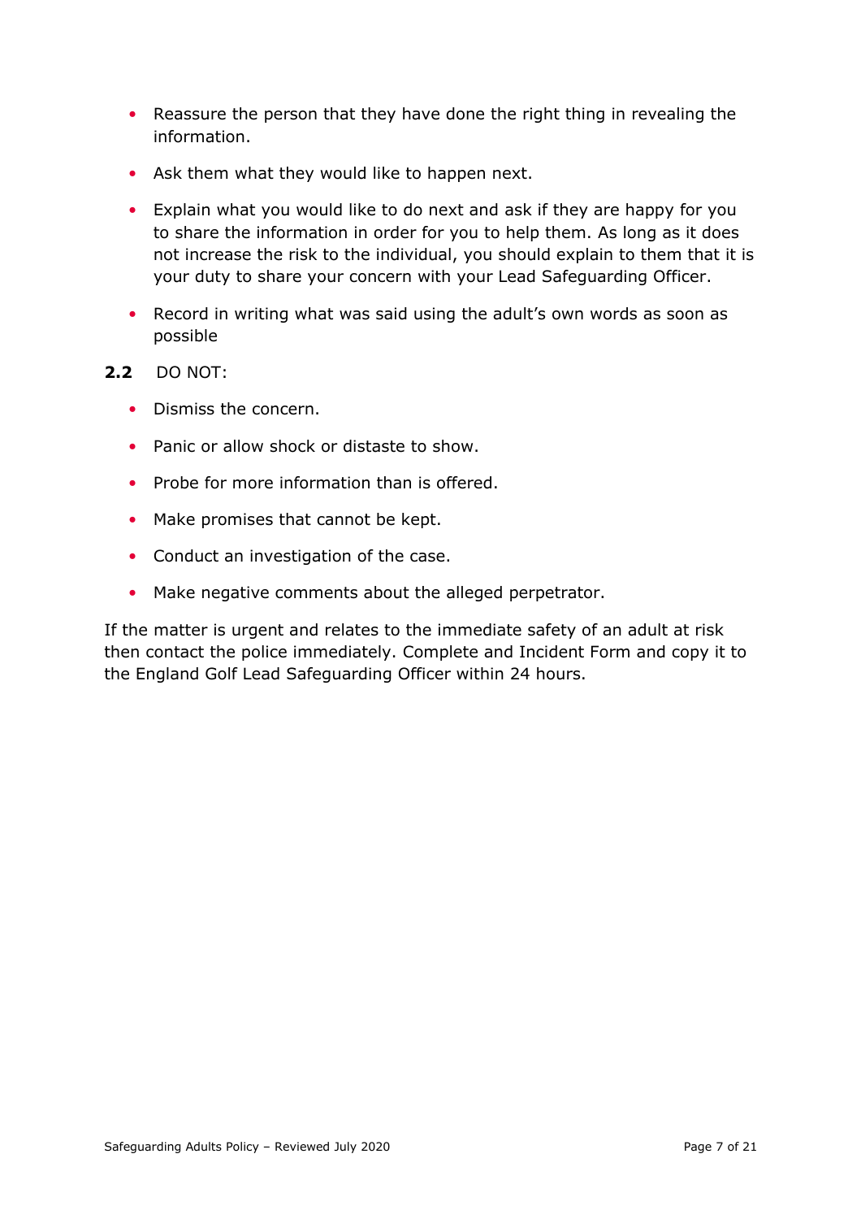- Reassure the person that they have done the right thing in revealing the information.
- Ask them what they would like to happen next.
- Explain what you would like to do next and ask if they are happy for you to share the information in order for you to help them. As long as it does not increase the risk to the individual, you should explain to them that it is your duty to share your concern with your Lead Safeguarding Officer.
- Record in writing what was said using the adult's own words as soon as possible

**2.2** DO NOT:

- Dismiss the concern.
- Panic or allow shock or distaste to show.
- Probe for more information than is offered.
- Make promises that cannot be kept.
- Conduct an investigation of the case.
- Make negative comments about the alleged perpetrator.

If the matter is urgent and relates to the immediate safety of an adult at risk then contact the police immediately. Complete and Incident Form and copy it to the England Golf Lead Safeguarding Officer within 24 hours.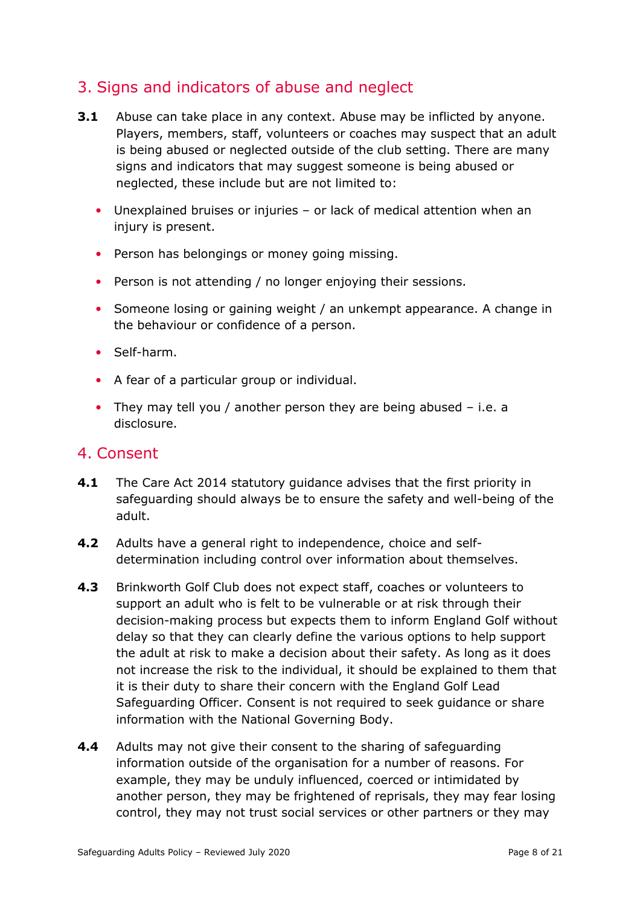## 3. Signs and indicators of abuse and neglect

**3.1** Abuse can take place in any context. Abuse may be inflicted by anyone. Players, members, staff, volunteers or coaches may suspect that an adult is being abused or neglected outside of the club setting. There are many signs and indicators that may suggest someone is being abused or neglected, these include but are not limited to:

- Unexplained bruises or injuries – or lack of medical attention when an injury is present.
- Person has belongings or money going missing.
- Person is not attending / no longer enjoying their sessions.
- Someone losing or gaining weight / an unkempt appearance. A change in the behaviour or confidence of a person.
- Self-harm.
- A fear of a particular group or individual.
- They may tell you / another person they are being abused – i.e. a disclosure.

## 4. Consent

**4.1** The Care Act 2014 statutory guidance advises that the first priority in safeguarding should always be to ensure the safety and well-being of the adult.

**4.2** Adults have a general right to independence, choice and self-determination including control over information about themselves.

**4.3** Brinkworth Golf Club does not expect staff, coaches or volunteers to support an adult who is felt to be vulnerable or at risk through their decision-making process but expects them to inform England Golf without delay so that they can clearly define the various options to help support the adult at risk to make a decision about their safety. As long as it does not increase the risk to the individual, it should be explained to them that it is their duty to share their concern with the England Golf Lead Safeguarding Officer. Consent is not required to seek guidance or share information with the National Governing Body.

**4.4** Adults may not give their consent to the sharing of safeguarding information outside of the organisation for a number of reasons. For example, they may be unduly influenced, coerced or intimidated by another person, they may be frightened of reprisals, they may fear losing control, they may not trust social services or other partners or they may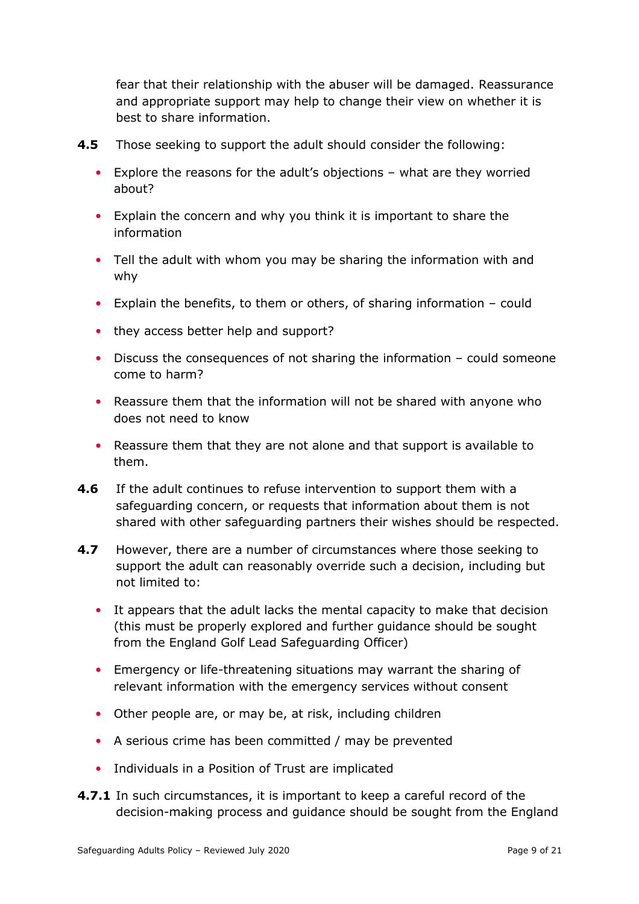fear that their relationship with the abuser will be damaged. Reassurance and appropriate support may help to change their view on whether it is best to share information.

**4.5** Those seeking to support the adult should consider the following:

- Explore the reasons for the adult's objections – what are they worried about?
- Explain the concern and why you think it is important to share the information
- Tell the adult with whom you may be sharing the information with and why
- Explain the benefits, to them or others, of sharing information – could
- they access better help and support?
- Discuss the consequences of not sharing the information – could someone come to harm?
- Reassure them that the information will not be shared with anyone who does not need to know
- Reassure them that they are not alone and that support is available to them.

**4.6** If the adult continues to refuse intervention to support them with a safeguarding concern, or requests that information about them is not shared with other safeguarding partners their wishes should be respected.

**4.7** However, there are a number of circumstances where those seeking to support the adult can reasonably override such a decision, including but not limited to:

- It appears that the adult lacks the mental capacity to make that decision (this must be properly explored and further guidance should be sought from the England Golf Lead Safeguarding Officer)
- Emergency or life-threatening situations may warrant the sharing of relevant information with the emergency services without consent
- Other people are, or may be, at risk, including children
- A serious crime has been committed / may be prevented
- Individuals in a Position of Trust are implicated

**4.7.1** In such circumstances, it is important to keep a careful record of the decision-making process and guidance should be sought from the England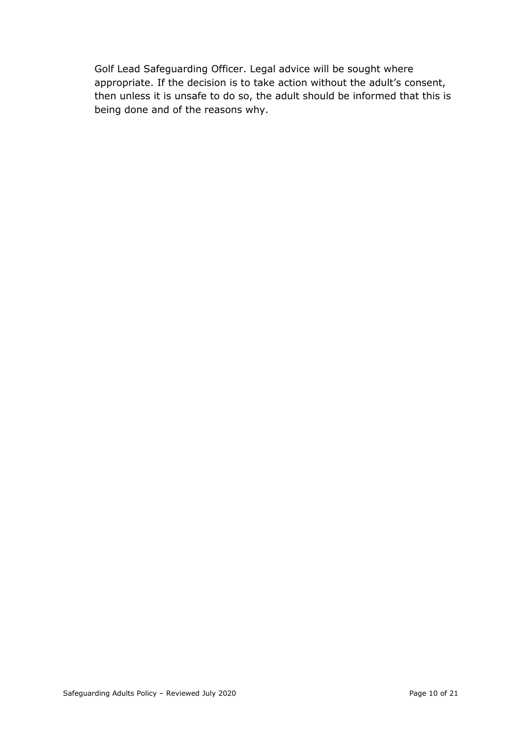Golf Lead Safeguarding Officer. Legal advice will be sought where appropriate. If the decision is to take action without the adult's consent, then unless it is unsafe to do so, the adult should be informed that this is being done and of the reasons why.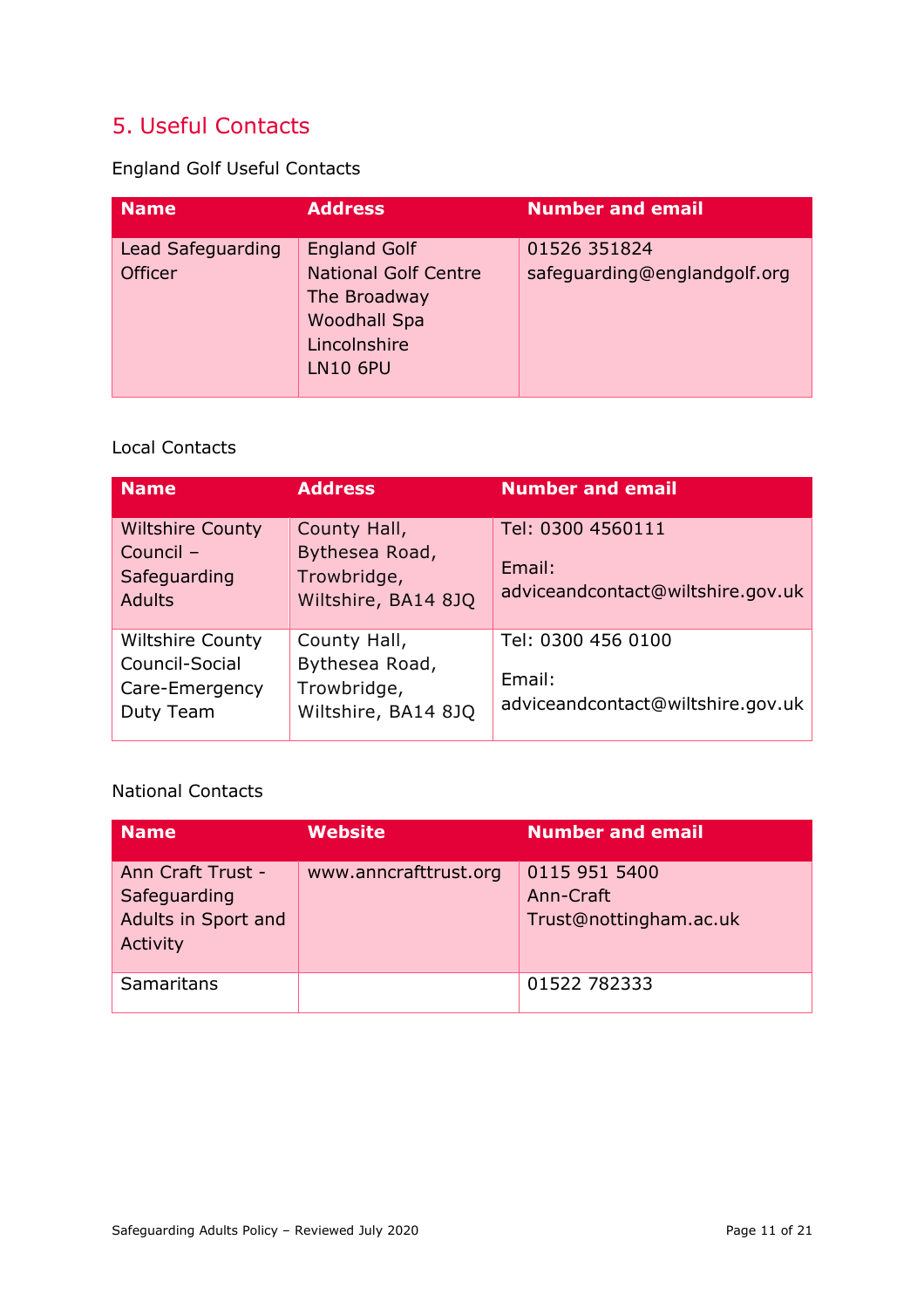## 5. Useful Contacts

England Golf Useful Contacts

| Name | Address | Number and email |
|---|---|---|
| Lead Safeguarding Officer | England Golf<br>National Golf Centre<br>The Broadway<br>Woodhall Spa<br>Lincolnshire<br>LN10 6PU | 01526 351824<br>safeguarding@englandgolf.org |

Local Contacts

| Name | Address | Number and email |
|---|---|---|
| Wiltshire County Council – Safeguarding Adults | County Hall, Bythesea Road, Trowbridge, Wiltshire, BA14 8JQ | Tel: 0300 4560111<br><br>Email: adviceandcontact@wiltshire.gov.uk |
| Wiltshire County Council-Social Care-Emergency Duty Team | County Hall, Bythesea Road, Trowbridge, Wiltshire, BA14 8JQ | Tel: 0300 456 0100<br><br>Email: adviceandcontact@wiltshire.gov.uk |

National Contacts

| Name | Website | Number and email |
|---|---|---|
| Ann Craft Trust - Safeguarding Adults in Sport and Activity | www.anncrafttrust.org | 0115 951 5400<br>Ann-Craft Trust@nottingham.ac.uk |
| Samaritans | | 01522 782333 |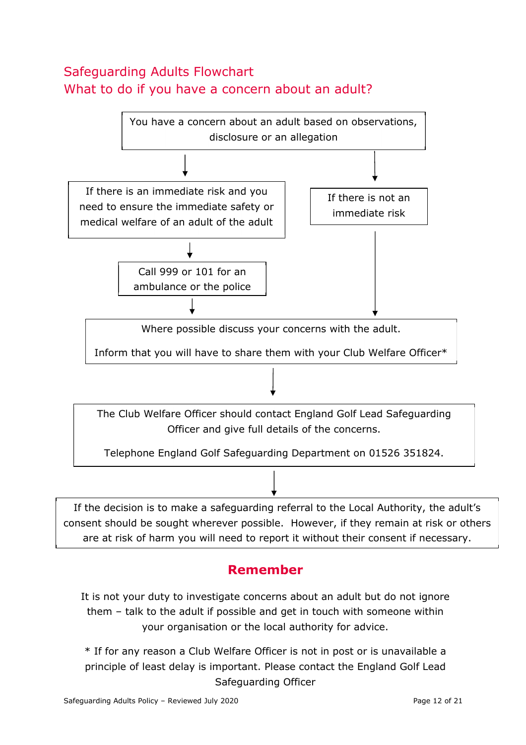## Safeguarding Adults Flowchart
## What to do if you have a concern about an adult?

You have a concern about an adult based on observations, disclosure or an allegation

↓

If there is an immediate risk and you need to ensure the immediate safety or medical welfare of an adult of the adult

↓

Call 999 or 101 for an ambulance or the police

↓

If there is not an immediate risk

↓

Where possible discuss your concerns with the adult.

Inform that you will have to share them with your Club Welfare Officer*

↓

The Club Welfare Officer should contact England Golf Lead Safeguarding Officer and give full details of the concerns.

Telephone England Golf Safeguarding Department on 01526 351824.

↓

If the decision is to make a safeguarding referral to the Local Authority, the adult's consent should be sought wherever possible. However, if they remain at risk or others are at risk of harm you will need to report it without their consent if necessary.

## Remember

It is not your duty to investigate concerns about an adult but do not ignore them – talk to the adult if possible and get in touch with someone within your organisation or the local authority for advice.

* If for any reason a Club Welfare Officer is not in post or is unavailable a principle of least delay is important. Please contact the England Golf Lead Safeguarding Officer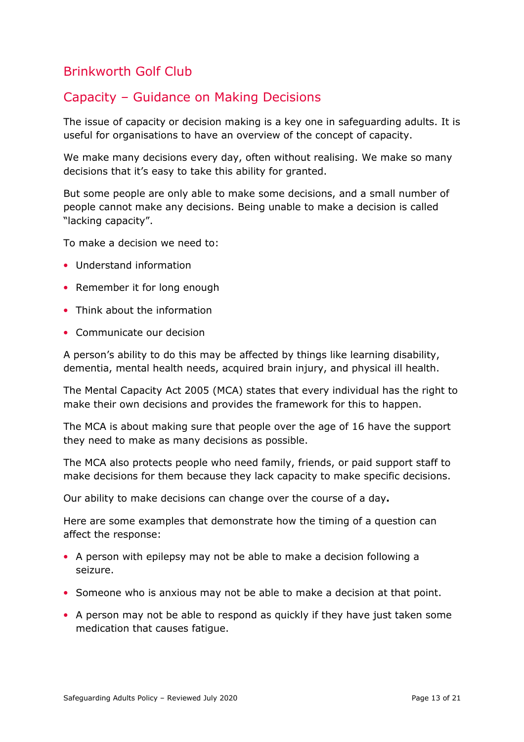## Brinkworth Golf Club

## Capacity – Guidance on Making Decisions

The issue of capacity or decision making is a key one in safeguarding adults. It is useful for organisations to have an overview of the concept of capacity.

We make many decisions every day, often without realising. We make so many decisions that it's easy to take this ability for granted.

But some people are only able to make some decisions, and a small number of people cannot make any decisions. Being unable to make a decision is called "lacking capacity".

To make a decision we need to:

- Understand information
- Remember it for long enough
- Think about the information
- Communicate our decision

A person's ability to do this may be affected by things like learning disability, dementia, mental health needs, acquired brain injury, and physical ill health.

The Mental Capacity Act 2005 (MCA) states that every individual has the right to make their own decisions and provides the framework for this to happen.

The MCA is about making sure that people over the age of 16 have the support they need to make as many decisions as possible.

The MCA also protects people who need family, friends, or paid support staff to make decisions for them because they lack capacity to make specific decisions.

Our ability to make decisions can change over the course of a day**.**

Here are some examples that demonstrate how the timing of a question can affect the response:

- A person with epilepsy may not be able to make a decision following a seizure.
- Someone who is anxious may not be able to make a decision at that point.
- A person may not be able to respond as quickly if they have just taken some medication that causes fatigue.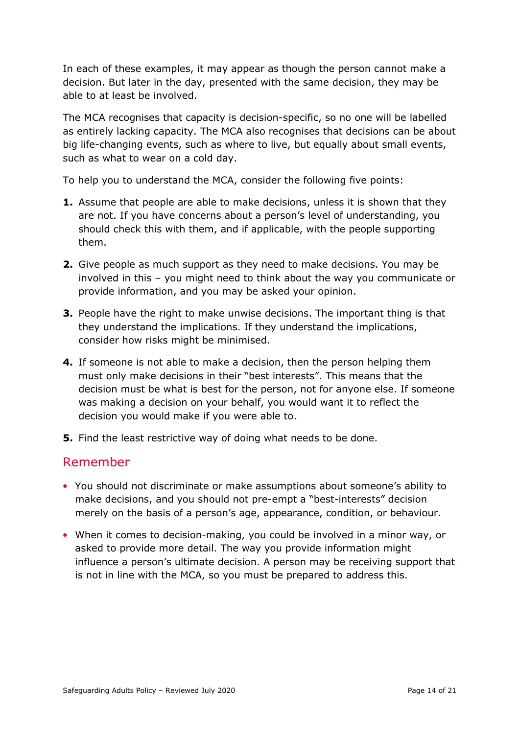In each of these examples, it may appear as though the person cannot make a decision. But later in the day, presented with the same decision, they may be able to at least be involved.

The MCA recognises that capacity is decision-specific, so no one will be labelled as entirely lacking capacity. The MCA also recognises that decisions can be about big life-changing events, such as where to live, but equally about small events, such as what to wear on a cold day.

To help you to understand the MCA, consider the following five points:

1. Assume that people are able to make decisions, unless it is shown that they are not. If you have concerns about a person's level of understanding, you should check this with them, and if applicable, with the people supporting them.

2. Give people as much support as they need to make decisions. You may be involved in this – you might need to think about the way you communicate or provide information, and you may be asked your opinion.

3. People have the right to make unwise decisions. The important thing is that they understand the implications. If they understand the implications, consider how risks might be minimised.

4. If someone is not able to make a decision, then the person helping them must only make decisions in their "best interests". This means that the decision must be what is best for the person, not for anyone else. If someone was making a decision on your behalf, you would want it to reflect the decision you would make if you were able to.

5. Find the least restrictive way of doing what needs to be done.

## Remember

- You should not discriminate or make assumptions about someone's ability to make decisions, and you should not pre-empt a "best-interests" decision merely on the basis of a person's age, appearance, condition, or behaviour.
- When it comes to decision-making, you could be involved in a minor way, or asked to provide more detail. The way you provide information might influence a person's ultimate decision. A person may be receiving support that is not in line with the MCA, so you must be prepared to address this.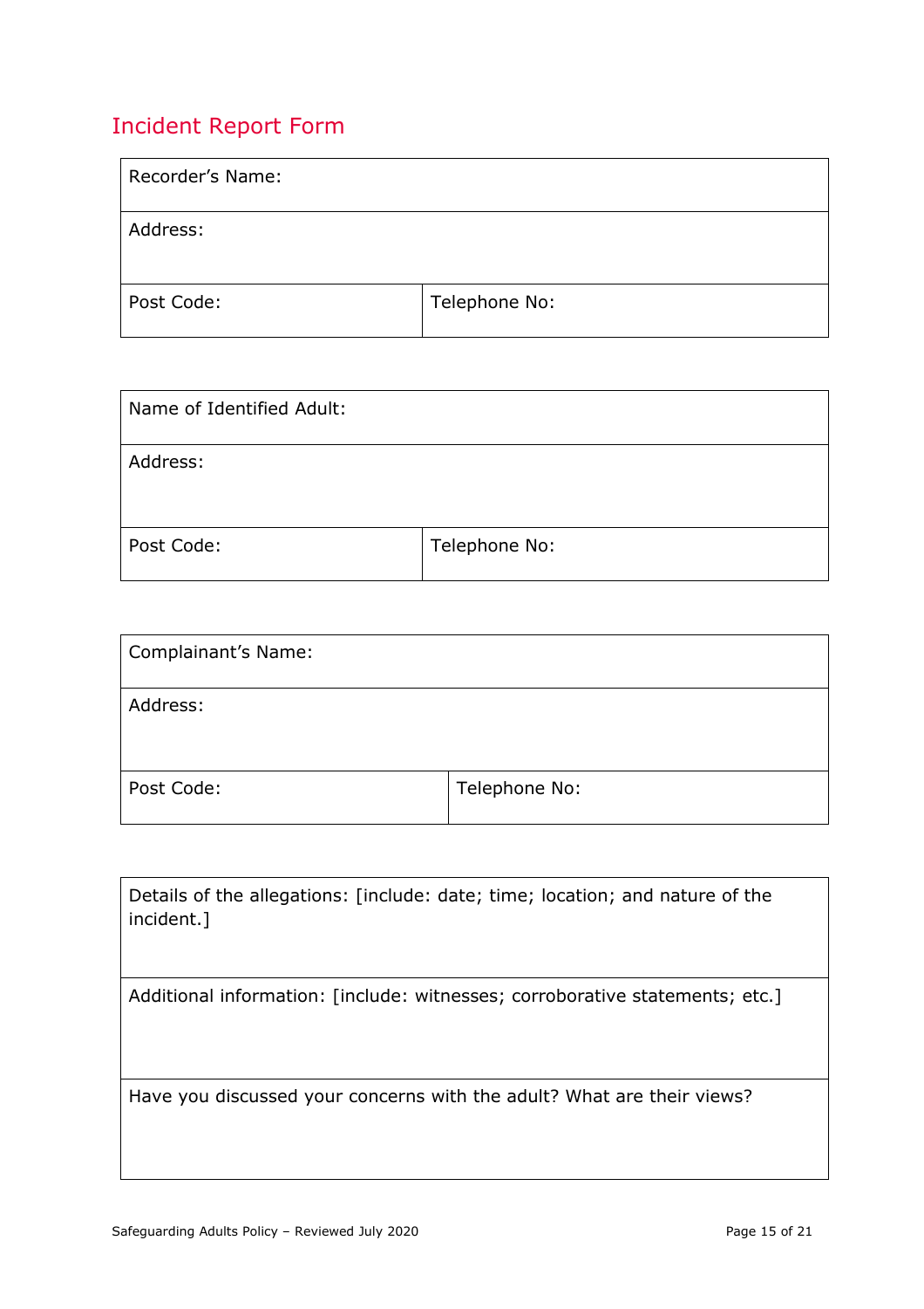## Incident Report Form

| Recorder's Name: | |
|---|---|
| Address: | |
| Post Code: | Telephone No: |

| Name of Identified Adult: | |
|---|---|
| Address: | |
| Post Code: | Telephone No: |

| Complainant's Name: | |
|---|---|
| Address: | |
| Post Code: | Telephone No: |

| Details of the allegations: [include: date; time; location; and nature of the incident.] |
|---|
| Additional information: [include: witnesses; corroborative statements; etc.] |
| Have you discussed your concerns with the adult? What are their views? |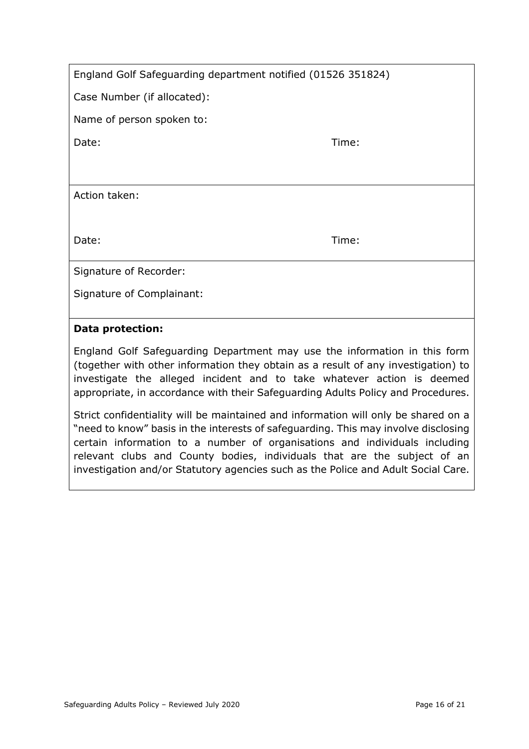England Golf Safeguarding department notified (01526 351824)

Case Number (if allocated):

Name of person spoken to:

Date: Time:

Action taken:

Date: Time:

Signature of Recorder:

Signature of Complainant:

**Data protection:**

England Golf Safeguarding Department may use the information in this form (together with other information they obtain as a result of any investigation) to investigate the alleged incident and to take whatever action is deemed appropriate, in accordance with their Safeguarding Adults Policy and Procedures.

Strict confidentiality will be maintained and information will only be shared on a "need to know" basis in the interests of safeguarding. This may involve disclosing certain information to a number of organisations and individuals including relevant clubs and County bodies, individuals that are the subject of an investigation and/or Statutory agencies such as the Police and Adult Social Care.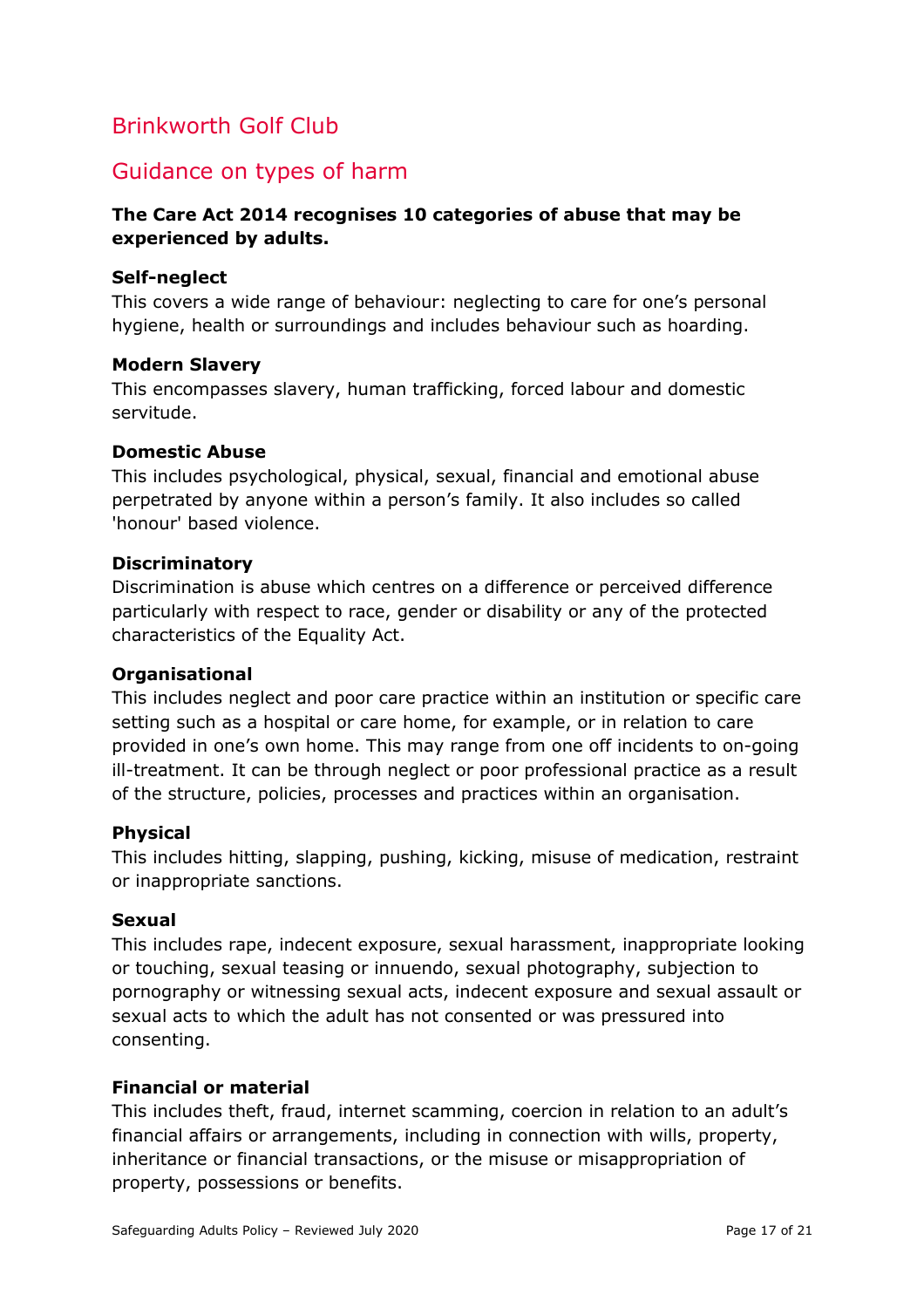# Brinkworth Golf Club

## Guidance on types of harm

**The Care Act 2014 recognises 10 categories of abuse that may be experienced by adults.**

**Self-neglect**
This covers a wide range of behaviour: neglecting to care for one's personal hygiene, health or surroundings and includes behaviour such as hoarding.

**Modern Slavery**
This encompasses slavery, human trafficking, forced labour and domestic servitude.

**Domestic Abuse**
This includes psychological, physical, sexual, financial and emotional abuse perpetrated by anyone within a person's family. It also includes so called 'honour' based violence.

**Discriminatory**
Discrimination is abuse which centres on a difference or perceived difference particularly with respect to race, gender or disability or any of the protected characteristics of the Equality Act.

**Organisational**
This includes neglect and poor care practice within an institution or specific care setting such as a hospital or care home, for example, or in relation to care provided in one's own home. This may range from one off incidents to on-going ill-treatment. It can be through neglect or poor professional practice as a result of the structure, policies, processes and practices within an organisation.

**Physical**
This includes hitting, slapping, pushing, kicking, misuse of medication, restraint or inappropriate sanctions.

**Sexual**
This includes rape, indecent exposure, sexual harassment, inappropriate looking or touching, sexual teasing or innuendo, sexual photography, subjection to pornography or witnessing sexual acts, indecent exposure and sexual assault or sexual acts to which the adult has not consented or was pressured into consenting.

**Financial or material**
This includes theft, fraud, internet scamming, coercion in relation to an adult's financial affairs or arrangements, including in connection with wills, property, inheritance or financial transactions, or the misuse or misappropriation of property, possessions or benefits.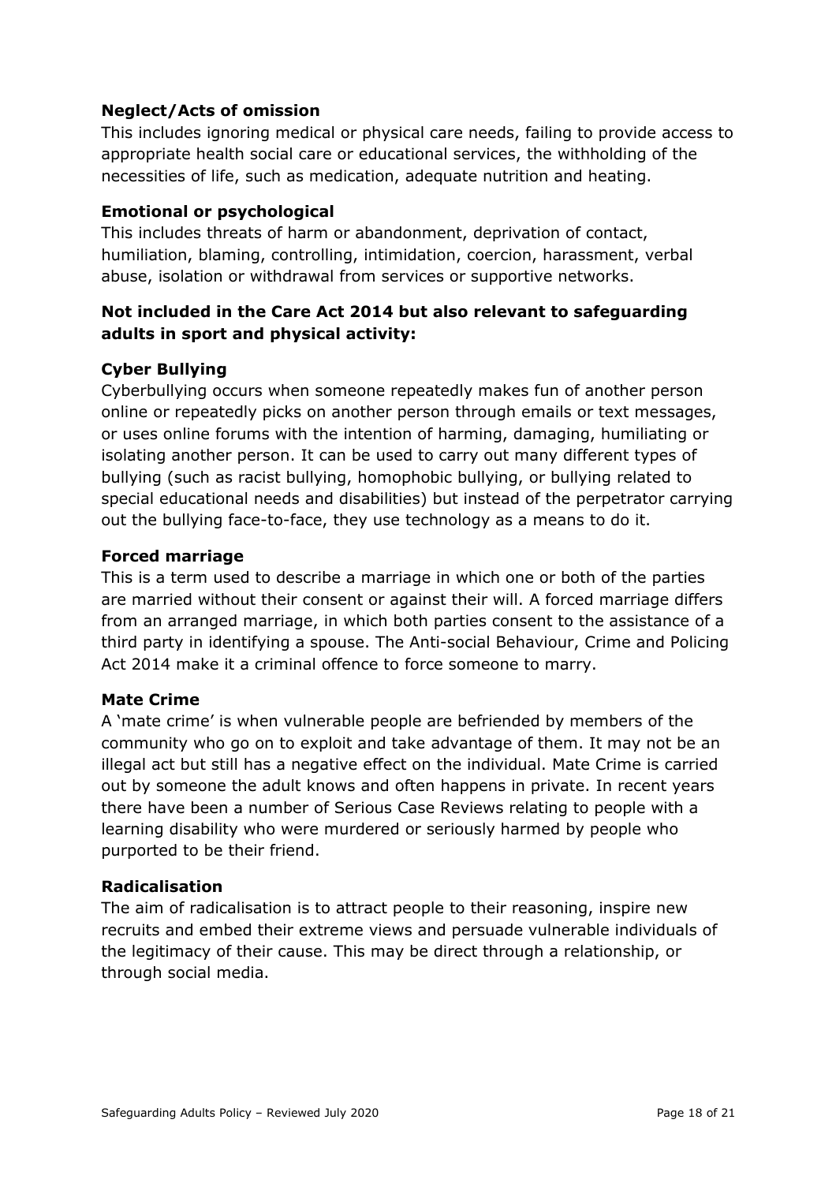**Neglect/Acts of omission**

This includes ignoring medical or physical care needs, failing to provide access to appropriate health social care or educational services, the withholding of the necessities of life, such as medication, adequate nutrition and heating.

**Emotional or psychological**

This includes threats of harm or abandonment, deprivation of contact, humiliation, blaming, controlling, intimidation, coercion, harassment, verbal abuse, isolation or withdrawal from services or supportive networks.

**Not included in the Care Act 2014 but also relevant to safeguarding adults in sport and physical activity:**

**Cyber Bullying**

Cyberbullying occurs when someone repeatedly makes fun of another person online or repeatedly picks on another person through emails or text messages, or uses online forums with the intention of harming, damaging, humiliating or isolating another person. It can be used to carry out many different types of bullying (such as racist bullying, homophobic bullying, or bullying related to special educational needs and disabilities) but instead of the perpetrator carrying out the bullying face-to-face, they use technology as a means to do it.

**Forced marriage**

This is a term used to describe a marriage in which one or both of the parties are married without their consent or against their will. A forced marriage differs from an arranged marriage, in which both parties consent to the assistance of a third party in identifying a spouse. The Anti-social Behaviour, Crime and Policing Act 2014 make it a criminal offence to force someone to marry.

**Mate Crime**

A 'mate crime' is when vulnerable people are befriended by members of the community who go on to exploit and take advantage of them. It may not be an illegal act but still has a negative effect on the individual. Mate Crime is carried out by someone the adult knows and often happens in private. In recent years there have been a number of Serious Case Reviews relating to people with a learning disability who were murdered or seriously harmed by people who purported to be their friend.

**Radicalisation**

The aim of radicalisation is to attract people to their reasoning, inspire new recruits and embed their extreme views and persuade vulnerable individuals of the legitimacy of their cause. This may be direct through a relationship, or through social media.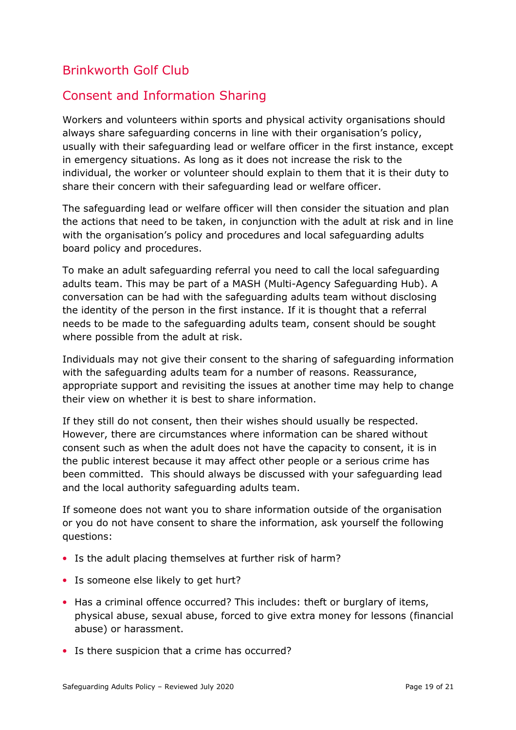# Brinkworth Golf Club

## Consent and Information Sharing

Workers and volunteers within sports and physical activity organisations should always share safeguarding concerns in line with their organisation's policy, usually with their safeguarding lead or welfare officer in the first instance, except in emergency situations. As long as it does not increase the risk to the individual, the worker or volunteer should explain to them that it is their duty to share their concern with their safeguarding lead or welfare officer.

The safeguarding lead or welfare officer will then consider the situation and plan the actions that need to be taken, in conjunction with the adult at risk and in line with the organisation's policy and procedures and local safeguarding adults board policy and procedures.

To make an adult safeguarding referral you need to call the local safeguarding adults team. This may be part of a MASH (Multi-Agency Safeguarding Hub). A conversation can be had with the safeguarding adults team without disclosing the identity of the person in the first instance. If it is thought that a referral needs to be made to the safeguarding adults team, consent should be sought where possible from the adult at risk.

Individuals may not give their consent to the sharing of safeguarding information with the safeguarding adults team for a number of reasons. Reassurance, appropriate support and revisiting the issues at another time may help to change their view on whether it is best to share information.

If they still do not consent, then their wishes should usually be respected. However, there are circumstances where information can be shared without consent such as when the adult does not have the capacity to consent, it is in the public interest because it may affect other people or a serious crime has been committed. This should always be discussed with your safeguarding lead and the local authority safeguarding adults team.

If someone does not want you to share information outside of the organisation or you do not have consent to share the information, ask yourself the following questions:

- Is the adult placing themselves at further risk of harm?
- Is someone else likely to get hurt?
- Has a criminal offence occurred? This includes: theft or burglary of items, physical abuse, sexual abuse, forced to give extra money for lessons (financial abuse) or harassment.
- Is there suspicion that a crime has occurred?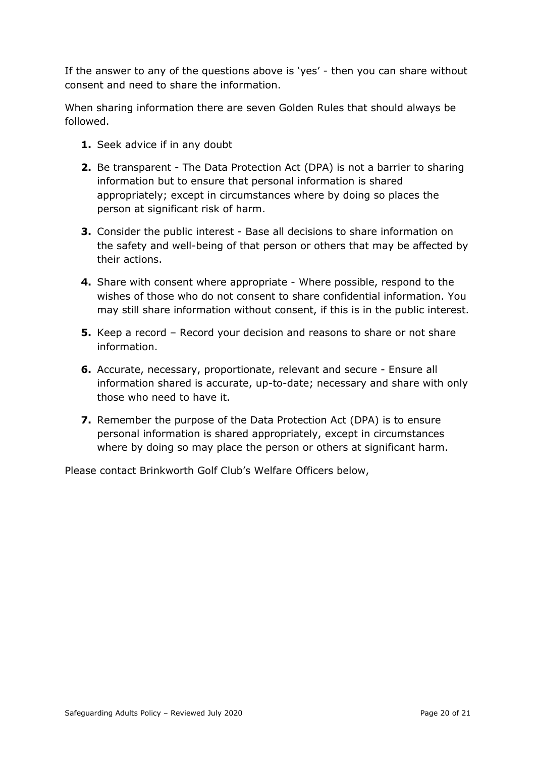If the answer to any of the questions above is 'yes' - then you can share without consent and need to share the information.

When sharing information there are seven Golden Rules that should always be followed.

1. Seek advice if in any doubt
2. Be transparent - The Data Protection Act (DPA) is not a barrier to sharing information but to ensure that personal information is shared appropriately; except in circumstances where by doing so places the person at significant risk of harm.
3. Consider the public interest - Base all decisions to share information on the safety and well-being of that person or others that may be affected by their actions.
4. Share with consent where appropriate - Where possible, respond to the wishes of those who do not consent to share confidential information. You may still share information without consent, if this is in the public interest.
5. Keep a record – Record your decision and reasons to share or not share information.
6. Accurate, necessary, proportionate, relevant and secure - Ensure all information shared is accurate, up-to-date; necessary and share with only those who need to have it.
7. Remember the purpose of the Data Protection Act (DPA) is to ensure personal information is shared appropriately, except in circumstances where by doing so may place the person or others at significant harm.

Please contact Brinkworth Golf Club's Welfare Officers below,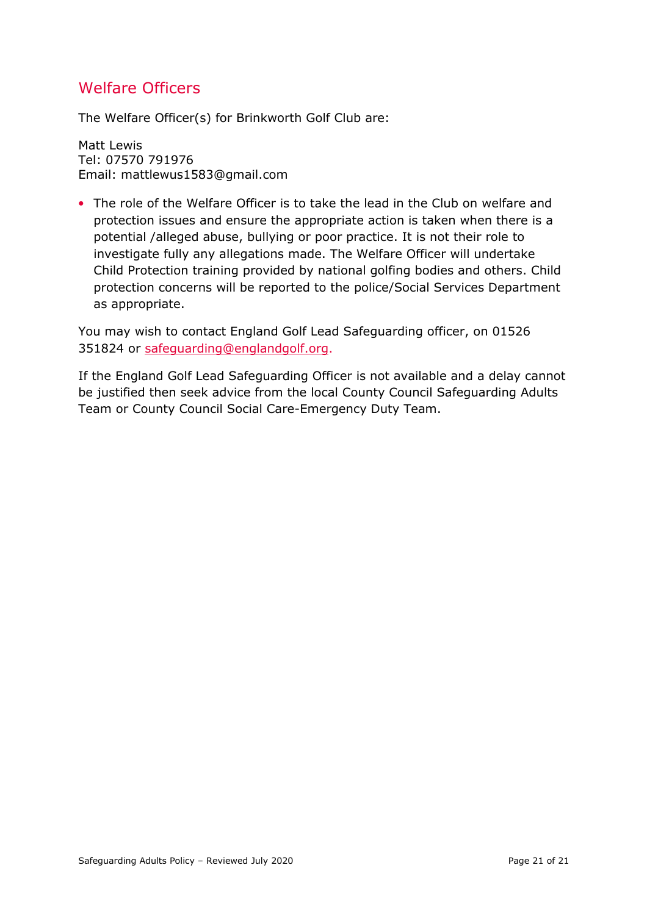## Welfare Officers

The Welfare Officer(s) for Brinkworth Golf Club are:

Matt Lewis
Tel: 07570 791976
Email: mattlewus1583@gmail.com

- The role of the Welfare Officer is to take the lead in the Club on welfare and protection issues and ensure the appropriate action is taken when there is a potential /alleged abuse, bullying or poor practice. It is not their role to investigate fully any allegations made. The Welfare Officer will undertake Child Protection training provided by national golfing bodies and others. Child protection concerns will be reported to the police/Social Services Department as appropriate.

You may wish to contact England Golf Lead Safeguarding officer, on 01526 351824 or safeguarding@englandgolf.org.

If the England Golf Lead Safeguarding Officer is not available and a delay cannot be justified then seek advice from the local County Council Safeguarding Adults Team or County Council Social Care-Emergency Duty Team.